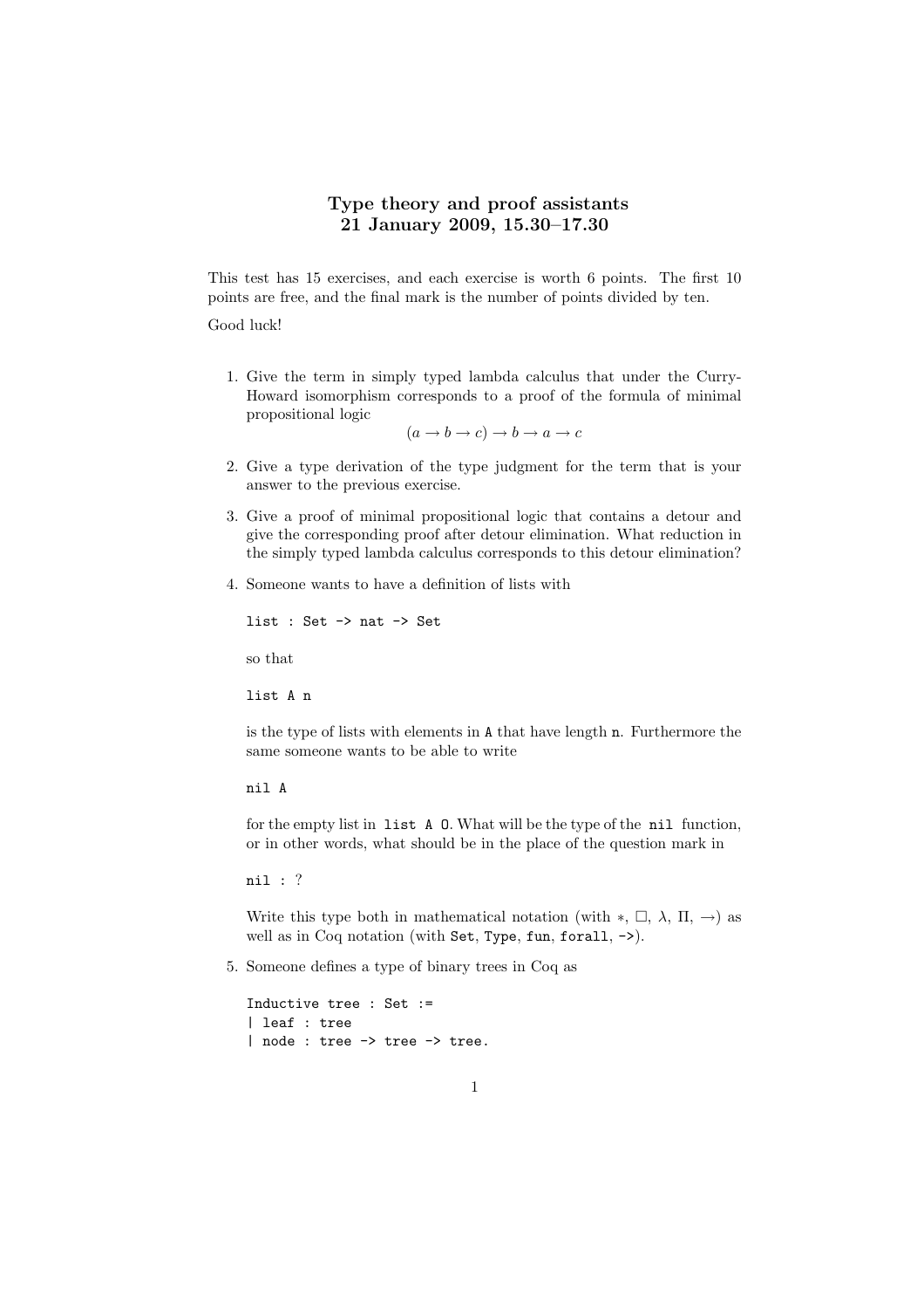# Type theory and proof assistants
## 21 January 2009, 15.30–17.30

This test has 15 exercises, and each exercise is worth 6 points. The first 10 points are free, and the final mark is the number of points divided by ten.

Good luck!

1. Give the term in simply typed lambda calculus that under the Curry-Howard isomorphism corresponds to a proof of the formula of minimal propositional logic

   $$(a \to b \to c) \to b \to a \to c$$

2. Give a type derivation of the type judgment for the term that is your answer to the previous exercise.

3. Give a proof of minimal propositional logic that contains a detour and give the corresponding proof after detour elimination. What reduction in the simply typed lambda calculus corresponds to this detour elimination?

4. Someone wants to have a definition of lists with

   ```
   list : Set -> nat -> Set
   ```

   so that

   ```
   list A n
   ```

   is the type of lists with elements in `A` that have length `n`. Furthermore the same someone wants to be able to write

   ```
   nil A
   ```

   for the empty list in `list A O`. What will be the type of the `nil` function, or in other words, what should be in the place of the question mark in

   ```
   nil : ?
   ```

   Write this type both in mathematical notation (with $*$, $\Box$, $\lambda$, $\Pi$, $\to$) as well as in Coq notation (with `Set`, `Type`, `fun`, `forall`, `->`).

5. Someone defines a type of binary trees in Coq as

   ```
   Inductive tree : Set :=
   | leaf : tree
   | node : tree -> tree -> tree.
   ```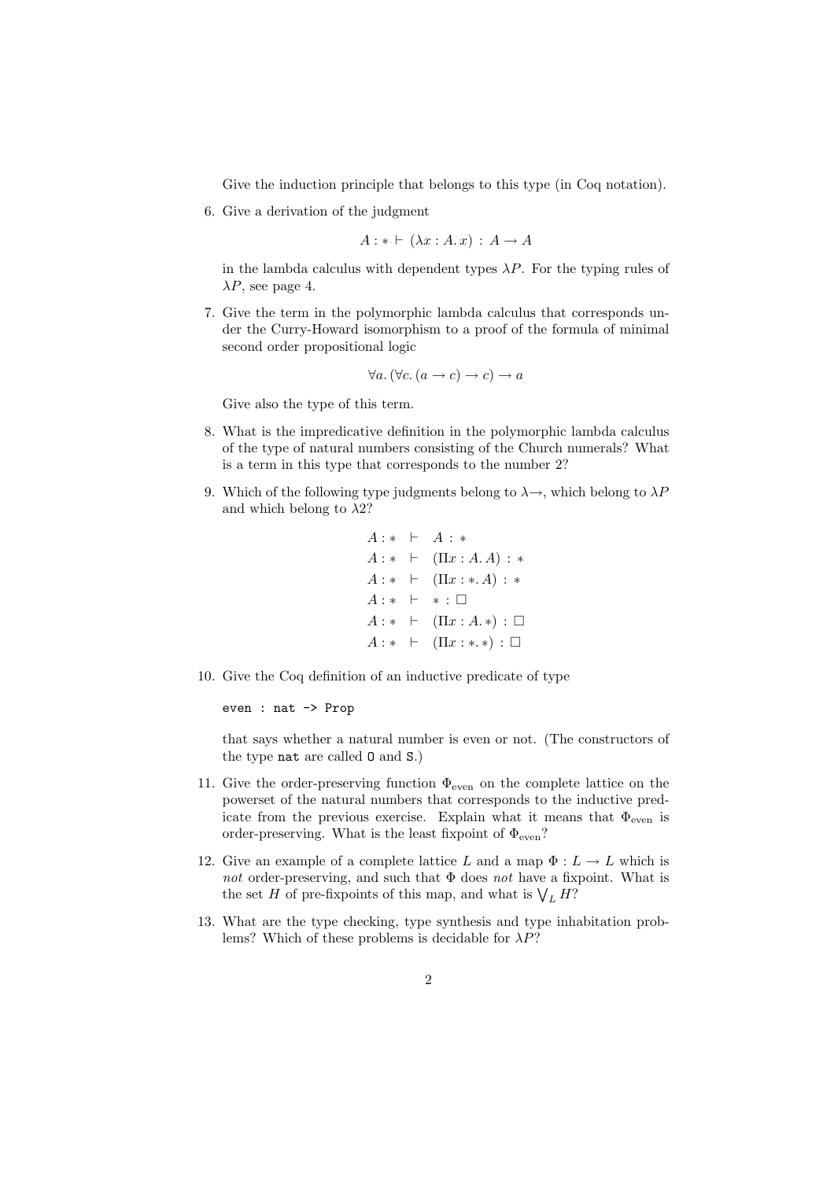Give the induction principle that belongs to this type (in Coq notation).

6. Give a derivation of the judgment

$$A : * \vdash (\lambda x : A.\, x) : A \to A$$

in the lambda calculus with dependent types $\lambda P$. For the typing rules of $\lambda P$, see page 4.

7. Give the term in the polymorphic lambda calculus that corresponds under the Curry-Howard isomorphism to a proof of the formula of minimal second order propositional logic

$$\forall a.\, (\forall c.\, (a \to c) \to c) \to a$$

Give also the type of this term.

8. What is the impredicative definition in the polymorphic lambda calculus of the type of natural numbers consisting of the Church numerals? What is a term in this type that corresponds to the number 2?

9. Which of the following type judgments belong to $\lambda\!\to$, which belong to $\lambda P$ and which belong to $\lambda 2$?

$$
\begin{array}{lcl}
A : * & \vdash & A : * \\
A : * & \vdash & (\Pi x : A.\, A) : * \\
A : * & \vdash & (\Pi x : *.\, A) : * \\
A : * & \vdash & * : \Box \\
A : * & \vdash & (\Pi x : A.\, *) : \Box \\
A : * & \vdash & (\Pi x : *.\, *) : \Box
\end{array}
$$

10. Give the Coq definition of an inductive predicate of type

```
even : nat -> Prop
```

that says whether a natural number is even or not. (The constructors of the type `nat` are called `O` and `S`.)

11. Give the order-preserving function $\Phi_{\text{even}}$ on the complete lattice on the powerset of the natural numbers that corresponds to the inductive predicate from the previous exercise. Explain what it means that $\Phi_{\text{even}}$ is order-preserving. What is the least fixpoint of $\Phi_{\text{even}}$?

12. Give an example of a complete lattice $L$ and a map $\Phi : L \to L$ which is *not* order-preserving, and such that $\Phi$ does *not* have a fixpoint. What is the set $H$ of pre-fixpoints of this map, and what is $\bigvee_L H$?

13. What are the type checking, type synthesis and type inhabitation problems? Which of these problems is decidable for $\lambda P$?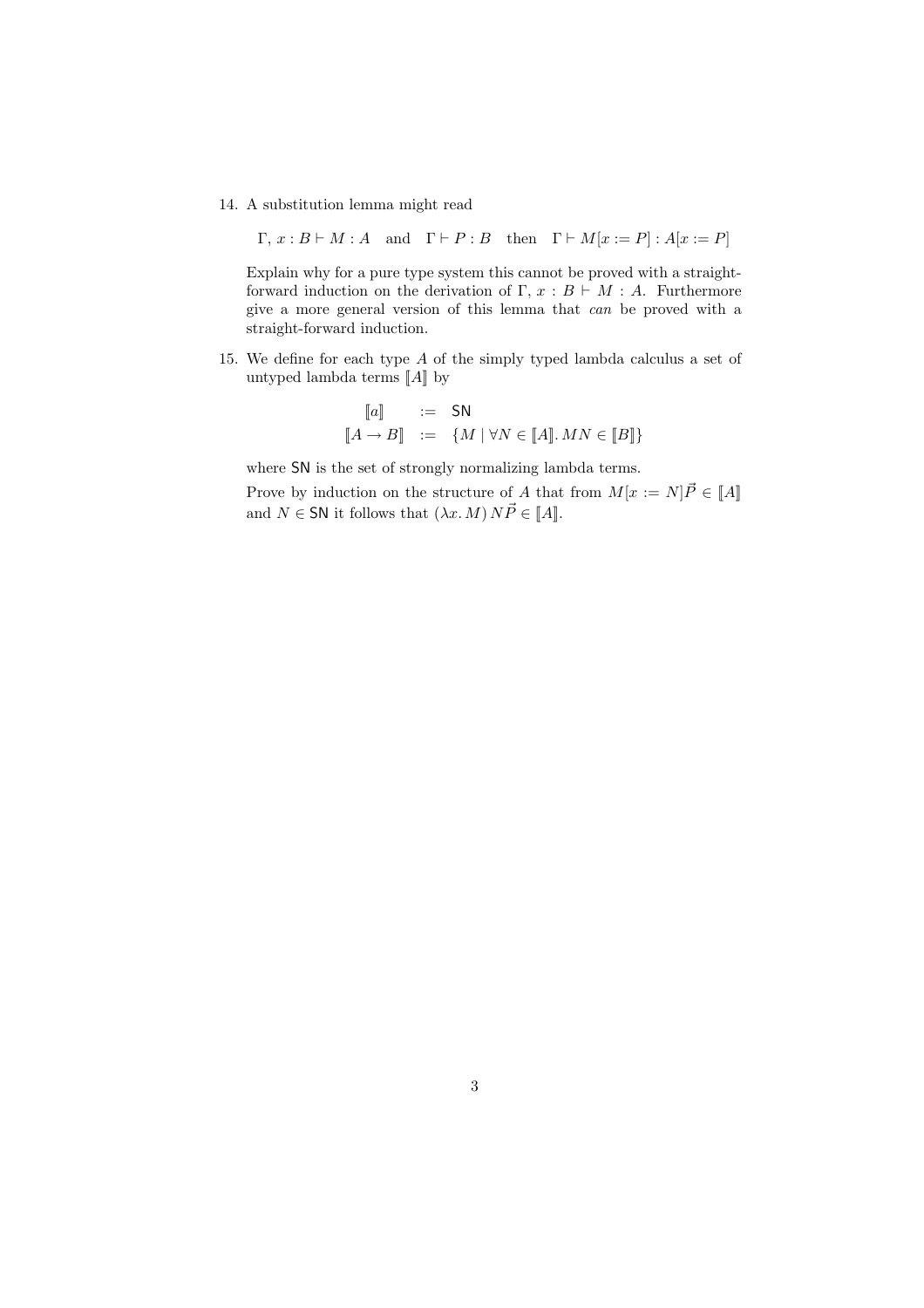14. A substitution lemma might read

    $$\Gamma,\, x : B \vdash M : A \quad \text{and} \quad \Gamma \vdash P : B \quad \text{then} \quad \Gamma \vdash M[x := P] : A[x := P]$$

    Explain why for a pure type system this cannot be proved with a straight-forward induction on the derivation of $\Gamma,\, x : B \vdash M : A$. Furthermore give a more general version of this lemma that *can* be proved with a straight-forward induction.

15. We define for each type $A$ of the simply typed lambda calculus a set of untyped lambda terms $[\![A]\!]$ by

    $$\begin{array}{lcl} [\![a]\!] & := & \mathsf{SN} \\ [\![A \to B]\!] & := & \{M \mid \forall N \in [\![A]\!].\, MN \in [\![B]\!]\} \end{array}$$

    where $\mathsf{SN}$ is the set of strongly normalizing lambda terms.

    Prove by induction on the structure of $A$ that from $M[x := N]\vec{P} \in [\![A]\!]$ and $N \in \mathsf{SN}$ it follows that $(\lambda x.\, M)\, N\vec{P} \in [\![A]\!]$.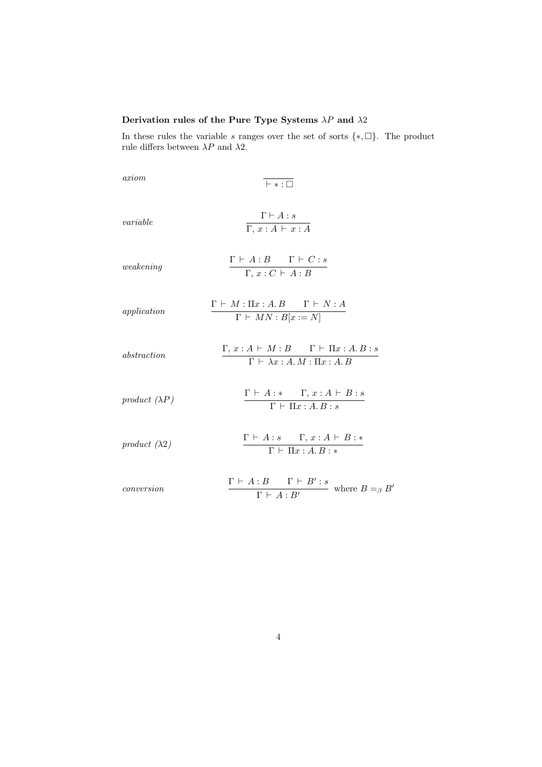**Derivation rules of the Pure Type Systems $\lambda P$ and $\lambda 2$**

In these rules the variable $s$ ranges over the set of sorts $\{*, \Box\}$. The product rule differs between $\lambda P$ and $\lambda 2$.

*axiom*

$$\frac{}{\vdash * : \Box}$$

*variable*

$$\frac{\Gamma \vdash A : s}{\Gamma,\, x : A \vdash x : A}$$

*weakening*

$$\frac{\Gamma \vdash A : B \qquad \Gamma \vdash C : s}{\Gamma,\, x : C \vdash A : B}$$

*application*

$$\frac{\Gamma \vdash M : \Pi x : A.\, B \qquad \Gamma \vdash N : A}{\Gamma \vdash MN : B[x := N]}$$

*abstraction*

$$\frac{\Gamma,\, x : A \vdash M : B \qquad \Gamma \vdash \Pi x : A.\, B : s}{\Gamma \vdash \lambda x : A.\, M : \Pi x : A.\, B}$$

*product ($\lambda P$)*

$$\frac{\Gamma \vdash A : * \qquad \Gamma,\, x : A \vdash B : s}{\Gamma \vdash \Pi x : A.\, B : s}$$

*product ($\lambda 2$)*

$$\frac{\Gamma \vdash A : s \qquad \Gamma,\, x : A \vdash B : *}{\Gamma \vdash \Pi x : A.\, B : *}$$

*conversion*

$$\frac{\Gamma \vdash A : B \qquad \Gamma \vdash B' : s}{\Gamma \vdash A : B'} \quad \text{where } B =_\beta B'$$